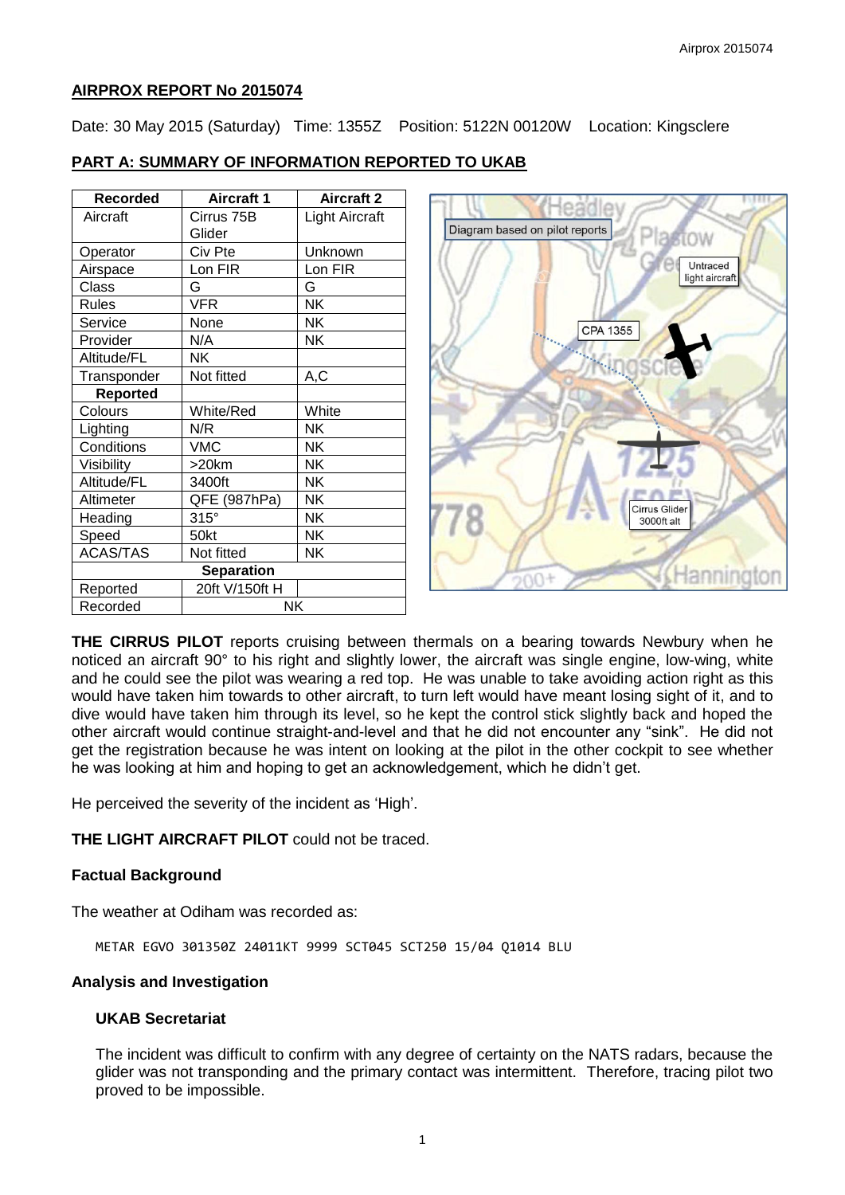# AIRPROX REPORT No 2015074

Date: 30 May 2015 (Saturday) Time: 1355Z Position: 5122N 00120W Location: Kingsclere

## PART A: SUMMARY OF INFORMATION REPORTED TO UKAB

| Recorded | Aircraft 1 | Aircraft 2 |
|---|---|---|
| Aircraft | Cirrus 75B Glider | Light Aircraft |
| Operator | Civ Pte | Unknown |
| Airspace | Lon FIR | Lon FIR |
| Class | G | G |
| Rules | VFR | NK |
| Service | None | NK |
| Provider | N/A | NK |
| Altitude/FL | NK | |
| Transponder | Not fitted | A,C |
| **Reported** | | |
| Colours | White/Red | White |
| Lighting | N/R | NK |
| Conditions | VMC | NK |
| Visibility | >20km | NK |
| Altitude/FL | 3400ft | NK |
| Altimeter | QFE (987hPa) | NK |
| Heading | 315° | NK |
| Speed | 50kt | NK |
| ACAS/TAS | Not fitted | NK |
| **Separation** | | |
| Reported | 20ft V/150ft H | |
| Recorded | NK | |

Diagram based on pilot reports

Untraced light aircraft

CPA 1355

Cirrus Glider 3000ft alt

**THE CIRRUS PILOT** reports cruising between thermals on a bearing towards Newbury when he noticed an aircraft 90° to his right and slightly lower, the aircraft was single engine, low-wing, white and he could see the pilot was wearing a red top. He was unable to take avoiding action right as this would have taken him towards to other aircraft, to turn left would have meant losing sight of it, and to dive would have taken him through its level, so he kept the control stick slightly back and hoped the other aircraft would continue straight-and-level and that he did not encounter any "sink". He did not get the registration because he was intent on looking at the pilot in the other cockpit to see whether he was looking at him and hoping to get an acknowledgement, which he didn't get.

He perceived the severity of the incident as 'High'.

**THE LIGHT AIRCRAFT PILOT** could not be traced.

### Factual Background

The weather at Odiham was recorded as:

```
METAR EGVO 301350Z 24011KT 9999 SCT045 SCT250 15/04 Q1014 BLU
```

### Analysis and Investigation

#### UKAB Secretariat

The incident was difficult to confirm with any degree of certainty on the NATS radars, because the glider was not transponding and the primary contact was intermittent. Therefore, tracing pilot two proved to be impossible.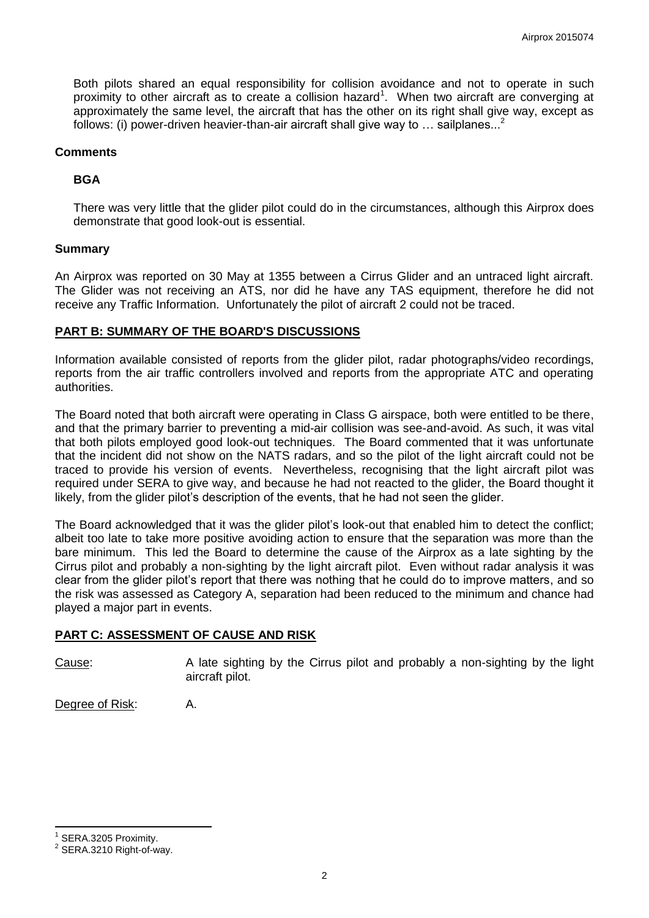Both pilots shared an equal responsibility for collision avoidance and not to operate in such proximity to other aircraft as to create a collision hazard[1]. When two aircraft are converging at approximately the same level, the aircraft that has the other on its right shall give way, except as follows: (i) power-driven heavier-than-air aircraft shall give way to … sailplanes...[2]

## Comments

### BGA

There was very little that the glider pilot could do in the circumstances, although this Airprox does demonstrate that good look-out is essential.

## Summary

An Airprox was reported on 30 May at 1355 between a Cirrus Glider and an untraced light aircraft. The Glider was not receiving an ATS, nor did he have any TAS equipment, therefore he did not receive any Traffic Information. Unfortunately the pilot of aircraft 2 could not be traced.

## PART B: SUMMARY OF THE BOARD'S DISCUSSIONS

Information available consisted of reports from the glider pilot, radar photographs/video recordings, reports from the air traffic controllers involved and reports from the appropriate ATC and operating authorities.

The Board noted that both aircraft were operating in Class G airspace, both were entitled to be there, and that the primary barrier to preventing a mid-air collision was see-and-avoid. As such, it was vital that both pilots employed good look-out techniques. The Board commented that it was unfortunate that the incident did not show on the NATS radars, and so the pilot of the light aircraft could not be traced to provide his version of events. Nevertheless, recognising that the light aircraft pilot was required under SERA to give way, and because he had not reacted to the glider, the Board thought it likely, from the glider pilot's description of the events, that he had not seen the glider.

The Board acknowledged that it was the glider pilot's look-out that enabled him to detect the conflict; albeit too late to take more positive avoiding action to ensure that the separation was more than the bare minimum. This led the Board to determine the cause of the Airprox as a late sighting by the Cirrus pilot and probably a non-sighting by the light aircraft pilot. Even without radar analysis it was clear from the glider pilot's report that there was nothing that he could do to improve matters, and so the risk was assessed as Category A, separation had been reduced to the minimum and chance had played a major part in events.

## PART C: ASSESSMENT OF CAUSE AND RISK

Cause: A late sighting by the Cirrus pilot and probably a non-sighting by the light aircraft pilot.

Degree of Risk: A.

---

[1] SERA.3205 Proximity.

[2] SERA.3210 Right-of-way.